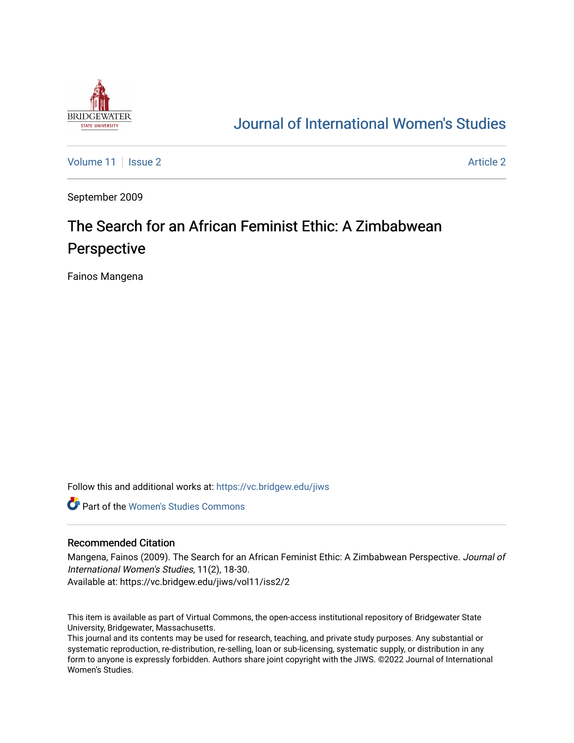Journal of International Women's Studies

Volume 11 | Issue 2 | Article 2

September 2009

# The Search for an African Feminist Ethic: A Zimbabwean Perspective

Fainos Mangena

Follow this and additional works at: https://vc.bridgew.edu/jiws

Part of the Women's Studies Commons

## Recommended Citation

Mangena, Fainos (2009). The Search for an African Feminist Ethic: A Zimbabwean Perspective. *Journal of International Women's Studies*, 11(2), 18-30.
Available at: https://vc.bridgew.edu/jiws/vol11/iss2/2

This item is available as part of Virtual Commons, the open-access institutional repository of Bridgewater State University, Bridgewater, Massachusetts.
This journal and its contents may be used for research, teaching, and private study purposes. Any substantial or systematic reproduction, re-distribution, re-selling, loan or sub-licensing, systematic supply, or distribution in any form to anyone is expressly forbidden. Authors share joint copyright with the JIWS. ©2022 Journal of International Women's Studies.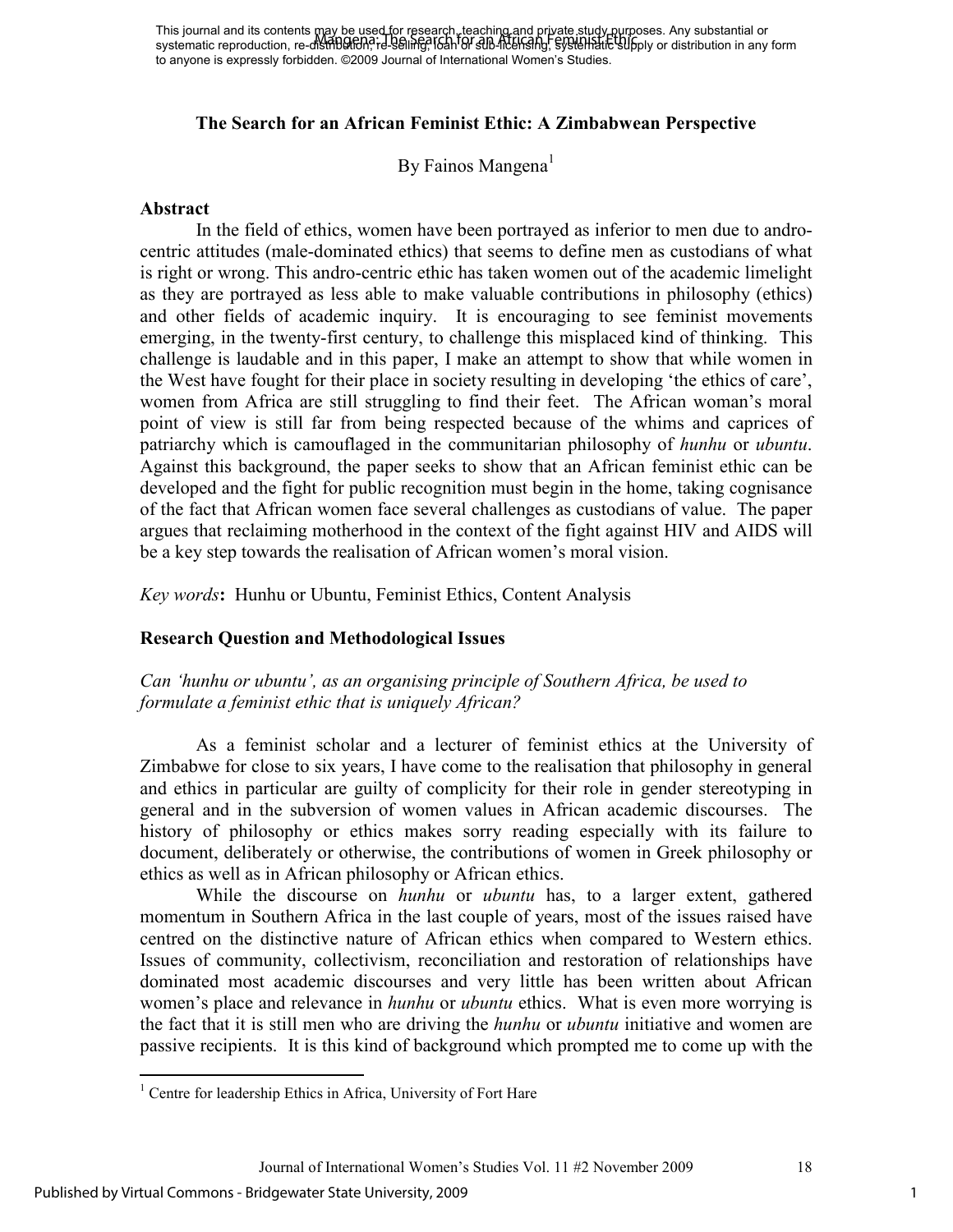# The Search for an African Feminist Ethic: A Zimbabwean Perspective

By Fainos Mangena[1]

## Abstract

In the field of ethics, women have been portrayed as inferior to men due to andro-centric attitudes (male-dominated ethics) that seems to define men as custodians of what is right or wrong. This andro-centric ethic has taken women out of the academic limelight as they are portrayed as less able to make valuable contributions in philosophy (ethics) and other fields of academic inquiry. It is encouraging to see feminist movements emerging, in the twenty-first century, to challenge this misplaced kind of thinking. This challenge is laudable and in this paper, I make an attempt to show that while women in the West have fought for their place in society resulting in developing 'the ethics of care', women from Africa are still struggling to find their feet. The African woman's moral point of view is still far from being respected because of the whims and caprices of patriarchy which is camouflaged in the communitarian philosophy of *hunhu* or *ubuntu*. Against this background, the paper seeks to show that an African feminist ethic can be developed and the fight for public recognition must begin in the home, taking cognisance of the fact that African women face several challenges as custodians of value. The paper argues that reclaiming motherhood in the context of the fight against HIV and AIDS will be a key step towards the realisation of African women's moral vision.

*Key words***:** Hunhu or Ubuntu, Feminist Ethics, Content Analysis

## Research Question and Methodological Issues

*Can 'hunhu or ubuntu', as an organising principle of Southern Africa, be used to formulate a feminist ethic that is uniquely African?*

As a feminist scholar and a lecturer of feminist ethics at the University of Zimbabwe for close to six years, I have come to the realisation that philosophy in general and ethics in particular are guilty of complicity for their role in gender stereotyping in general and in the subversion of women values in African academic discourses. The history of philosophy or ethics makes sorry reading especially with its failure to document, deliberately or otherwise, the contributions of women in Greek philosophy or ethics as well as in African philosophy or African ethics.

While the discourse on *hunhu* or *ubuntu* has, to a larger extent, gathered momentum in Southern Africa in the last couple of years, most of the issues raised have centred on the distinctive nature of African ethics when compared to Western ethics. Issues of community, collectivism, reconciliation and restoration of relationships have dominated most academic discourses and very little has been written about African women's place and relevance in *hunhu* or *ubuntu* ethics. What is even more worrying is the fact that it is still men who are driving the *hunhu* or *ubuntu* initiative and women are passive recipients. It is this kind of background which prompted me to come up with the

---

[1] Centre for leadership Ethics in Africa, University of Fort Hare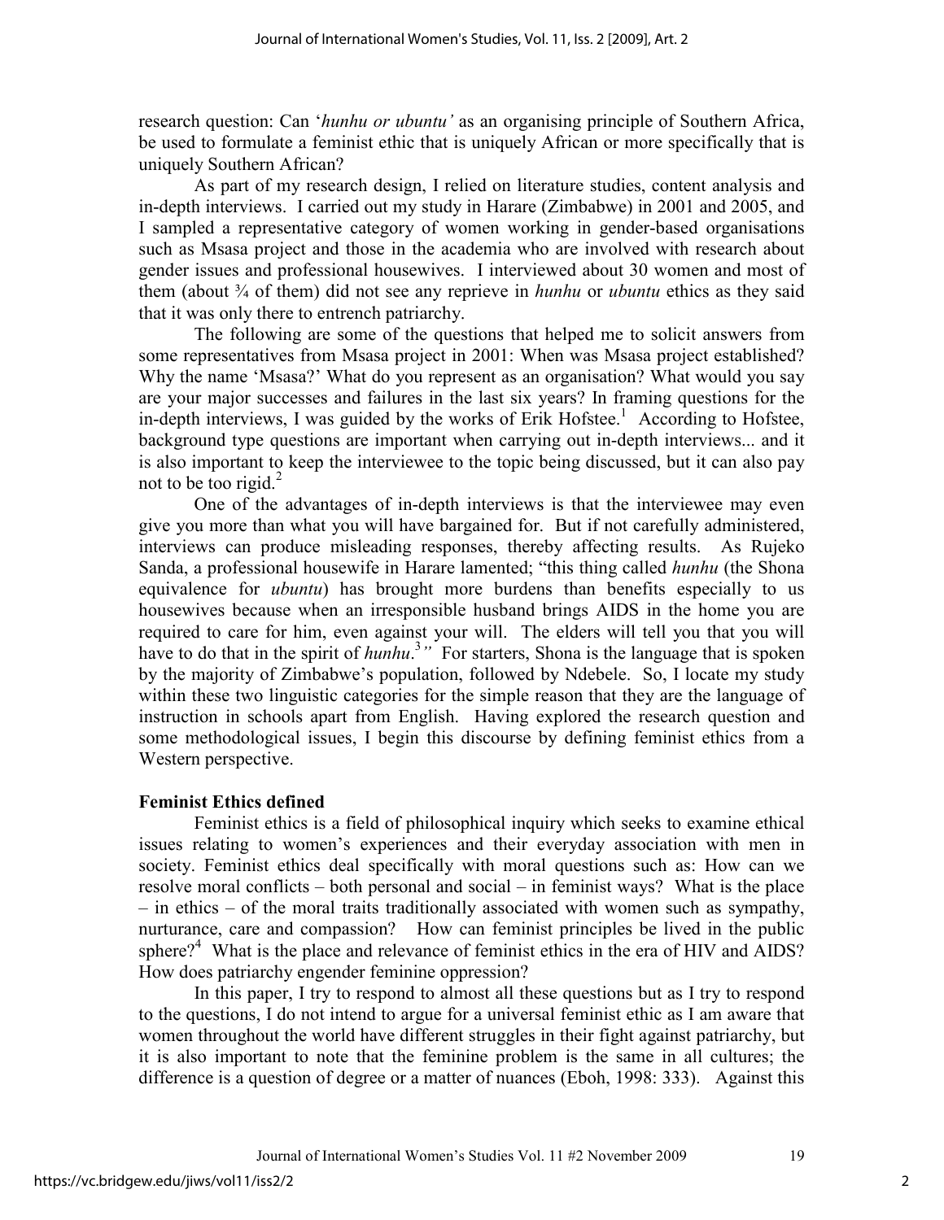research question: Can '*hunhu or ubuntu'* as an organising principle of Southern Africa, be used to formulate a feminist ethic that is uniquely African or more specifically that is uniquely Southern African?

As part of my research design, I relied on literature studies, content analysis and in-depth interviews. I carried out my study in Harare (Zimbabwe) in 2001 and 2005, and I sampled a representative category of women working in gender-based organisations such as Msasa project and those in the academia who are involved with research about gender issues and professional housewives. I interviewed about 30 women and most of them (about ¾ of them) did not see any reprieve in *hunhu* or *ubuntu* ethics as they said that it was only there to entrench patriarchy.

The following are some of the questions that helped me to solicit answers from some representatives from Msasa project in 2001: When was Msasa project established? Why the name 'Msasa?' What do you represent as an organisation? What would you say are your major successes and failures in the last six years? In framing questions for the in-depth interviews, I was guided by the works of Erik Hofstee.[1] According to Hofstee, background type questions are important when carrying out in-depth interviews... and it is also important to keep the interviewee to the topic being discussed, but it can also pay not to be too rigid.[2]

One of the advantages of in-depth interviews is that the interviewee may even give you more than what you will have bargained for. But if not carefully administered, interviews can produce misleading responses, thereby affecting results. As Rujeko Sanda, a professional housewife in Harare lamented; "this thing called *hunhu* (the Shona equivalence for *ubuntu*) has brought more burdens than benefits especially to us housewives because when an irresponsible husband brings AIDS in the home you are required to care for him, even against your will. The elders will tell you that you will have to do that in the spirit of *hunhu*.[3]" For starters, Shona is the language that is spoken by the majority of Zimbabwe's population, followed by Ndebele. So, I locate my study within these two linguistic categories for the simple reason that they are the language of instruction in schools apart from English. Having explored the research question and some methodological issues, I begin this discourse by defining feminist ethics from a Western perspective.

## Feminist Ethics defined

Feminist ethics is a field of philosophical inquiry which seeks to examine ethical issues relating to women's experiences and their everyday association with men in society. Feminist ethics deal specifically with moral questions such as: How can we resolve moral conflicts – both personal and social – in feminist ways? What is the place – in ethics – of the moral traits traditionally associated with women such as sympathy, nurturance, care and compassion? How can feminist principles be lived in the public sphere?[4] What is the place and relevance of feminist ethics in the era of HIV and AIDS? How does patriarchy engender feminine oppression?

In this paper, I try to respond to almost all these questions but as I try to respond to the questions, I do not intend to argue for a universal feminist ethic as I am aware that women throughout the world have different struggles in their fight against patriarchy, but it is also important to note that the feminine problem is the same in all cultures; the difference is a question of degree or a matter of nuances (Eboh, 1998: 333). Against this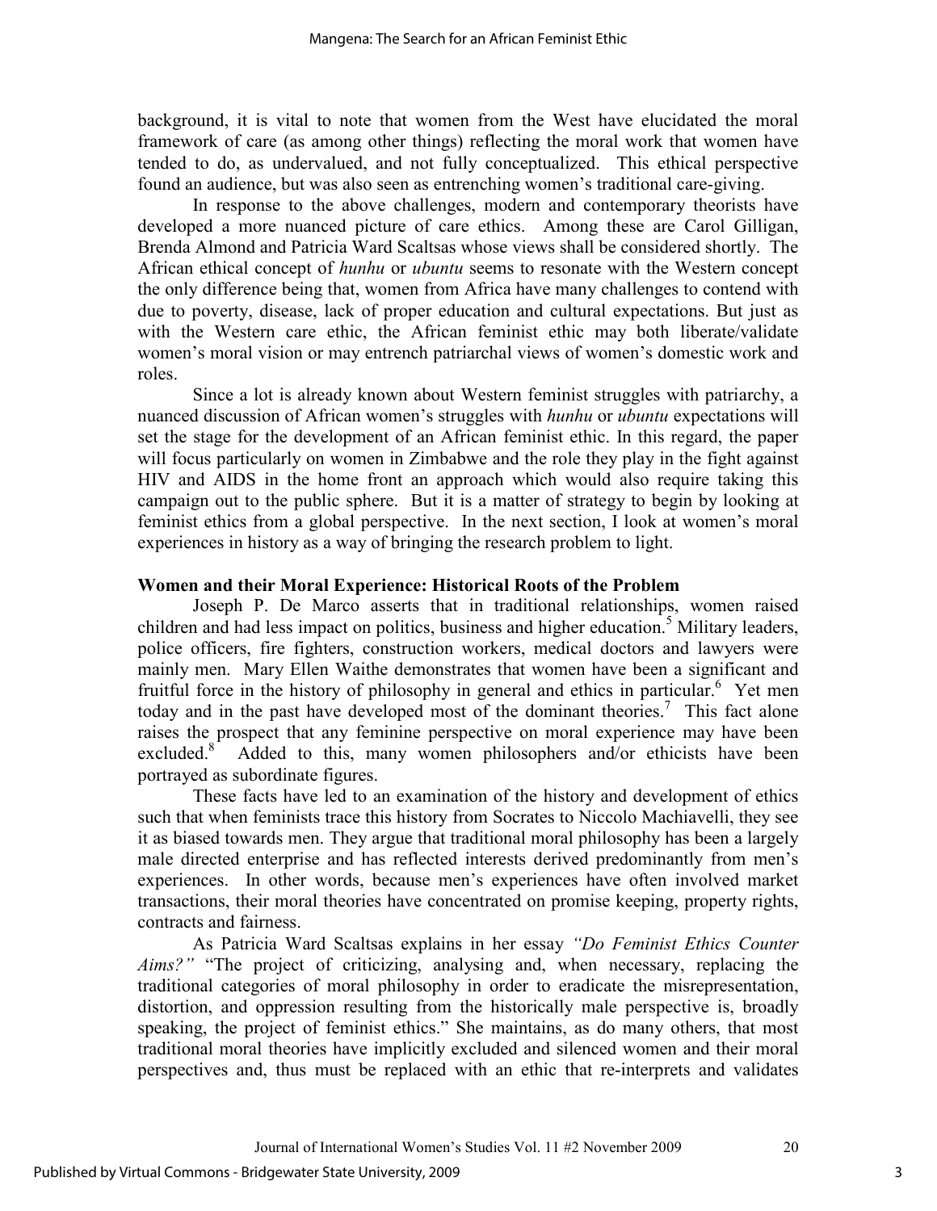background, it is vital to note that women from the West have elucidated the moral framework of care (as among other things) reflecting the moral work that women have tended to do, as undervalued, and not fully conceptualized. This ethical perspective found an audience, but was also seen as entrenching women's traditional care-giving.

In response to the above challenges, modern and contemporary theorists have developed a more nuanced picture of care ethics. Among these are Carol Gilligan, Brenda Almond and Patricia Ward Scaltsas whose views shall be considered shortly. The African ethical concept of *hunhu* or *ubuntu* seems to resonate with the Western concept the only difference being that, women from Africa have many challenges to contend with due to poverty, disease, lack of proper education and cultural expectations. But just as with the Western care ethic, the African feminist ethic may both liberate/validate women's moral vision or may entrench patriarchal views of women's domestic work and roles.

Since a lot is already known about Western feminist struggles with patriarchy, a nuanced discussion of African women's struggles with *hunhu* or *ubuntu* expectations will set the stage for the development of an African feminist ethic. In this regard, the paper will focus particularly on women in Zimbabwe and the role they play in the fight against HIV and AIDS in the home front an approach which would also require taking this campaign out to the public sphere. But it is a matter of strategy to begin by looking at feminist ethics from a global perspective. In the next section, I look at women's moral experiences in history as a way of bringing the research problem to light.

## Women and their Moral Experience: Historical Roots of the Problem

Joseph P. De Marco asserts that in traditional relationships, women raised children and had less impact on politics, business and higher education.[5] Military leaders, police officers, fire fighters, construction workers, medical doctors and lawyers were mainly men. Mary Ellen Waithe demonstrates that women have been a significant and fruitful force in the history of philosophy in general and ethics in particular.[6] Yet men today and in the past have developed most of the dominant theories.[7] This fact alone raises the prospect that any feminine perspective on moral experience may have been excluded.[8] Added to this, many women philosophers and/or ethicists have been portrayed as subordinate figures.

These facts have led to an examination of the history and development of ethics such that when feminists trace this history from Socrates to Niccolo Machiavelli, they see it as biased towards men. They argue that traditional moral philosophy has been a largely male directed enterprise and has reflected interests derived predominantly from men's experiences. In other words, because men's experiences have often involved market transactions, their moral theories have concentrated on promise keeping, property rights, contracts and fairness.

As Patricia Ward Scaltsas explains in her essay *"Do Feminist Ethics Counter Aims?"* "The project of criticizing, analysing and, when necessary, replacing the traditional categories of moral philosophy in order to eradicate the misrepresentation, distortion, and oppression resulting from the historically male perspective is, broadly speaking, the project of feminist ethics." She maintains, as do many others, that most traditional moral theories have implicitly excluded and silenced women and their moral perspectives and, thus must be replaced with an ethic that re-interprets and validates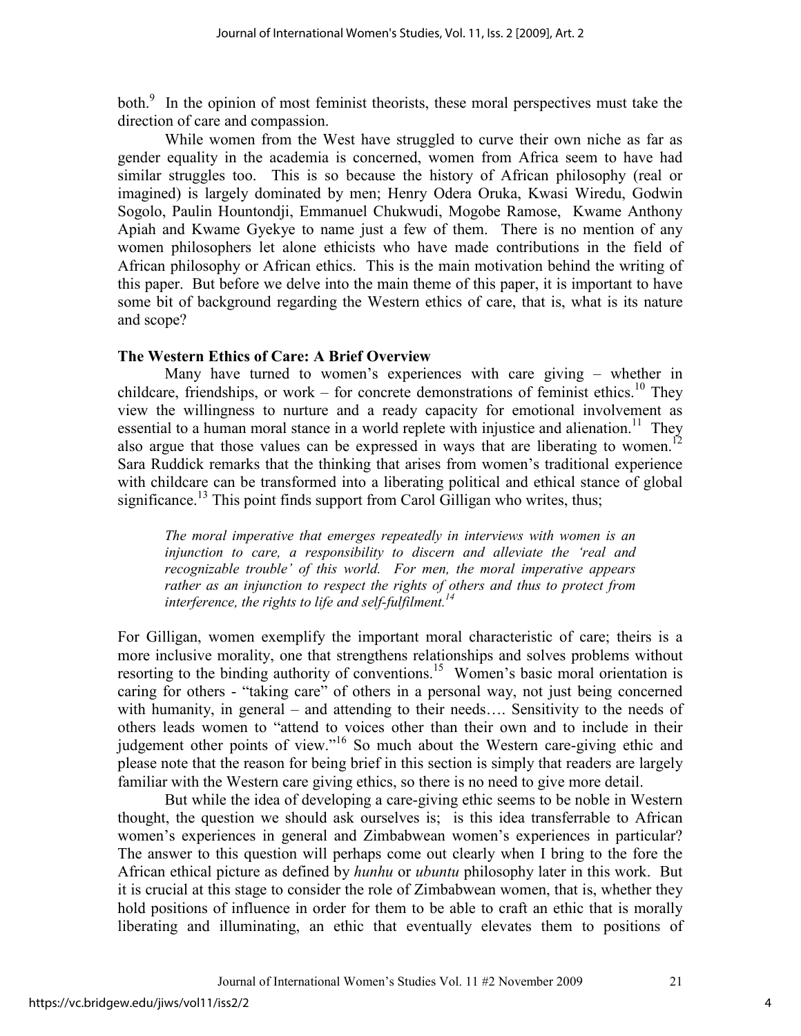both.[9] In the opinion of most feminist theorists, these moral perspectives must take the direction of care and compassion.

While women from the West have struggled to curve their own niche as far as gender equality in the academia is concerned, women from Africa seem to have had similar struggles too. This is so because the history of African philosophy (real or imagined) is largely dominated by men; Henry Odera Oruka, Kwasi Wiredu, Godwin Sogolo, Paulin Hountondji, Emmanuel Chukwudi, Mogobe Ramose, Kwame Anthony Apiah and Kwame Gyekye to name just a few of them. There is no mention of any women philosophers let alone ethicists who have made contributions in the field of African philosophy or African ethics. This is the main motivation behind the writing of this paper. But before we delve into the main theme of this paper, it is important to have some bit of background regarding the Western ethics of care, that is, what is its nature and scope?

## The Western Ethics of Care: A Brief Overview

Many have turned to women's experiences with care giving – whether in childcare, friendships, or work – for concrete demonstrations of feminist ethics.[10] They view the willingness to nurture and a ready capacity for emotional involvement as essential to a human moral stance in a world replete with injustice and alienation.[11] They also argue that those values can be expressed in ways that are liberating to women.[12] Sara Ruddick remarks that the thinking that arises from women's traditional experience with childcare can be transformed into a liberating political and ethical stance of global significance.[13] This point finds support from Carol Gilligan who writes, thus;

> *The moral imperative that emerges repeatedly in interviews with women is an injunction to care, a responsibility to discern and alleviate the 'real and recognizable trouble' of this world. For men, the moral imperative appears rather as an injunction to respect the rights of others and thus to protect from interference, the rights to life and self-fulfilment.*[14]

For Gilligan, women exemplify the important moral characteristic of care; theirs is a more inclusive morality, one that strengthens relationships and solves problems without resorting to the binding authority of conventions.[15] Women's basic moral orientation is caring for others - "taking care" of others in a personal way, not just being concerned with humanity, in general – and attending to their needs…. Sensitivity to the needs of others leads women to "attend to voices other than their own and to include in their judgement other points of view."[16] So much about the Western care-giving ethic and please note that the reason for being brief in this section is simply that readers are largely familiar with the Western care giving ethics, so there is no need to give more detail.

But while the idea of developing a care-giving ethic seems to be noble in Western thought, the question we should ask ourselves is; is this idea transferrable to African women's experiences in general and Zimbabwean women's experiences in particular? The answer to this question will perhaps come out clearly when I bring to the fore the African ethical picture as defined by *hunhu* or *ubuntu* philosophy later in this work. But it is crucial at this stage to consider the role of Zimbabwean women, that is, whether they hold positions of influence in order for them to be able to craft an ethic that is morally liberating and illuminating, an ethic that eventually elevates them to positions of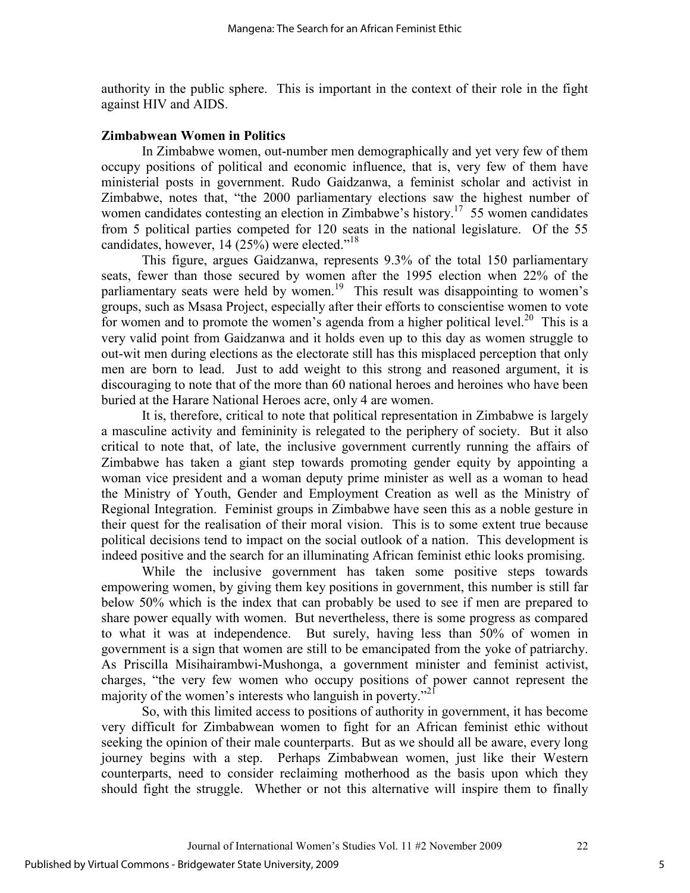authority in the public sphere. This is important in the context of their role in the fight against HIV and AIDS.

**Zimbabwean Women in Politics**

In Zimbabwe women, out-number men demographically and yet very few of them occupy positions of political and economic influence, that is, very few of them have ministerial posts in government. Rudo Gaidzanwa, a feminist scholar and activist in Zimbabwe, notes that, "the 2000 parliamentary elections saw the highest number of women candidates contesting an election in Zimbabwe's history.[17] 55 women candidates from 5 political parties competed for 120 seats in the national legislature. Of the 55 candidates, however, 14 (25%) were elected."[18]

This figure, argues Gaidzanwa, represents 9.3% of the total 150 parliamentary seats, fewer than those secured by women after the 1995 election when 22% of the parliamentary seats were held by women.[19] This result was disappointing to women's groups, such as Msasa Project, especially after their efforts to conscientise women to vote for women and to promote the women's agenda from a higher political level.[20] This is a very valid point from Gaidzanwa and it holds even up to this day as women struggle to out-wit men during elections as the electorate still has this misplaced perception that only men are born to lead. Just to add weight to this strong and reasoned argument, it is discouraging to note that of the more than 60 national heroes and heroines who have been buried at the Harare National Heroes acre, only 4 are women.

It is, therefore, critical to note that political representation in Zimbabwe is largely a masculine activity and femininity is relegated to the periphery of society. But it also critical to note that, of late, the inclusive government currently running the affairs of Zimbabwe has taken a giant step towards promoting gender equity by appointing a woman vice president and a woman deputy prime minister as well as a woman to head the Ministry of Youth, Gender and Employment Creation as well as the Ministry of Regional Integration. Feminist groups in Zimbabwe have seen this as a noble gesture in their quest for the realisation of their moral vision. This is to some extent true because political decisions tend to impact on the social outlook of a nation. This development is indeed positive and the search for an illuminating African feminist ethic looks promising.

While the inclusive government has taken some positive steps towards empowering women, by giving them key positions in government, this number is still far below 50% which is the index that can probably be used to see if men are prepared to share power equally with women. But nevertheless, there is some progress as compared to what it was at independence. But surely, having less than 50% of women in government is a sign that women are still to be emancipated from the yoke of patriarchy. As Priscilla Misihairambwi-Mushonga, a government minister and feminist activist, charges, "the very few women who occupy positions of power cannot represent the majority of the women's interests who languish in poverty."[21]

So, with this limited access to positions of authority in government, it has become very difficult for Zimbabwean women to fight for an African feminist ethic without seeking the opinion of their male counterparts. But as we should all be aware, every long journey begins with a step. Perhaps Zimbabwean women, just like their Western counterparts, need to consider reclaiming motherhood as the basis upon which they should fight the struggle. Whether or not this alternative will inspire them to finally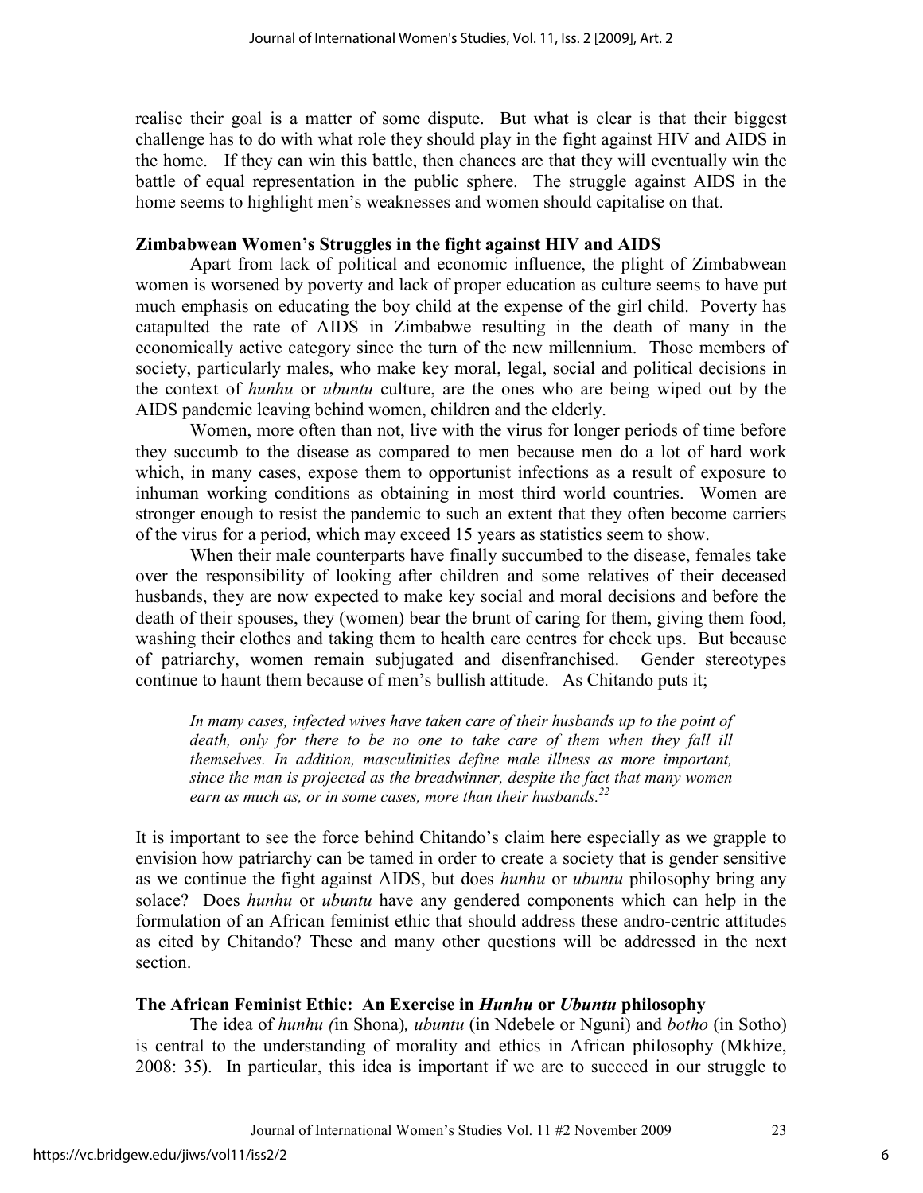realise their goal is a matter of some dispute. But what is clear is that their biggest challenge has to do with what role they should play in the fight against HIV and AIDS in the home. If they can win this battle, then chances are that they will eventually win the battle of equal representation in the public sphere. The struggle against AIDS in the home seems to highlight men's weaknesses and women should capitalise on that.

### Zimbabwean Women's Struggles in the fight against HIV and AIDS

Apart from lack of political and economic influence, the plight of Zimbabwean women is worsened by poverty and lack of proper education as culture seems to have put much emphasis on educating the boy child at the expense of the girl child. Poverty has catapulted the rate of AIDS in Zimbabwe resulting in the death of many in the economically active category since the turn of the new millennium. Those members of society, particularly males, who make key moral, legal, social and political decisions in the context of *hunhu* or *ubuntu* culture, are the ones who are being wiped out by the AIDS pandemic leaving behind women, children and the elderly.

Women, more often than not, live with the virus for longer periods of time before they succumb to the disease as compared to men because men do a lot of hard work which, in many cases, expose them to opportunist infections as a result of exposure to inhuman working conditions as obtaining in most third world countries. Women are stronger enough to resist the pandemic to such an extent that they often become carriers of the virus for a period, which may exceed 15 years as statistics seem to show.

When their male counterparts have finally succumbed to the disease, females take over the responsibility of looking after children and some relatives of their deceased husbands, they are now expected to make key social and moral decisions and before the death of their spouses, they (women) bear the brunt of caring for them, giving them food, washing their clothes and taking them to health care centres for check ups. But because of patriarchy, women remain subjugated and disenfranchised. Gender stereotypes continue to haunt them because of men's bullish attitude. As Chitando puts it;

> *In many cases, infected wives have taken care of their husbands up to the point of death, only for there to be no one to take care of them when they fall ill themselves. In addition, masculinities define male illness as more important, since the man is projected as the breadwinner, despite the fact that many women earn as much as, or in some cases, more than their husbands.*[22]

It is important to see the force behind Chitando's claim here especially as we grapple to envision how patriarchy can be tamed in order to create a society that is gender sensitive as we continue the fight against AIDS, but does *hunhu* or *ubuntu* philosophy bring any solace? Does *hunhu* or *ubuntu* have any gendered components which can help in the formulation of an African feminist ethic that should address these andro-centric attitudes as cited by Chitando? These and many other questions will be addressed in the next section.

### The African Feminist Ethic: An Exercise in *Hunhu* or *Ubuntu* philosophy

The idea of *hunhu (*in Shona)*, ubuntu* (in Ndebele or Nguni) and *botho* (in Sotho) is central to the understanding of morality and ethics in African philosophy (Mkhize, 2008: 35). In particular, this idea is important if we are to succeed in our struggle to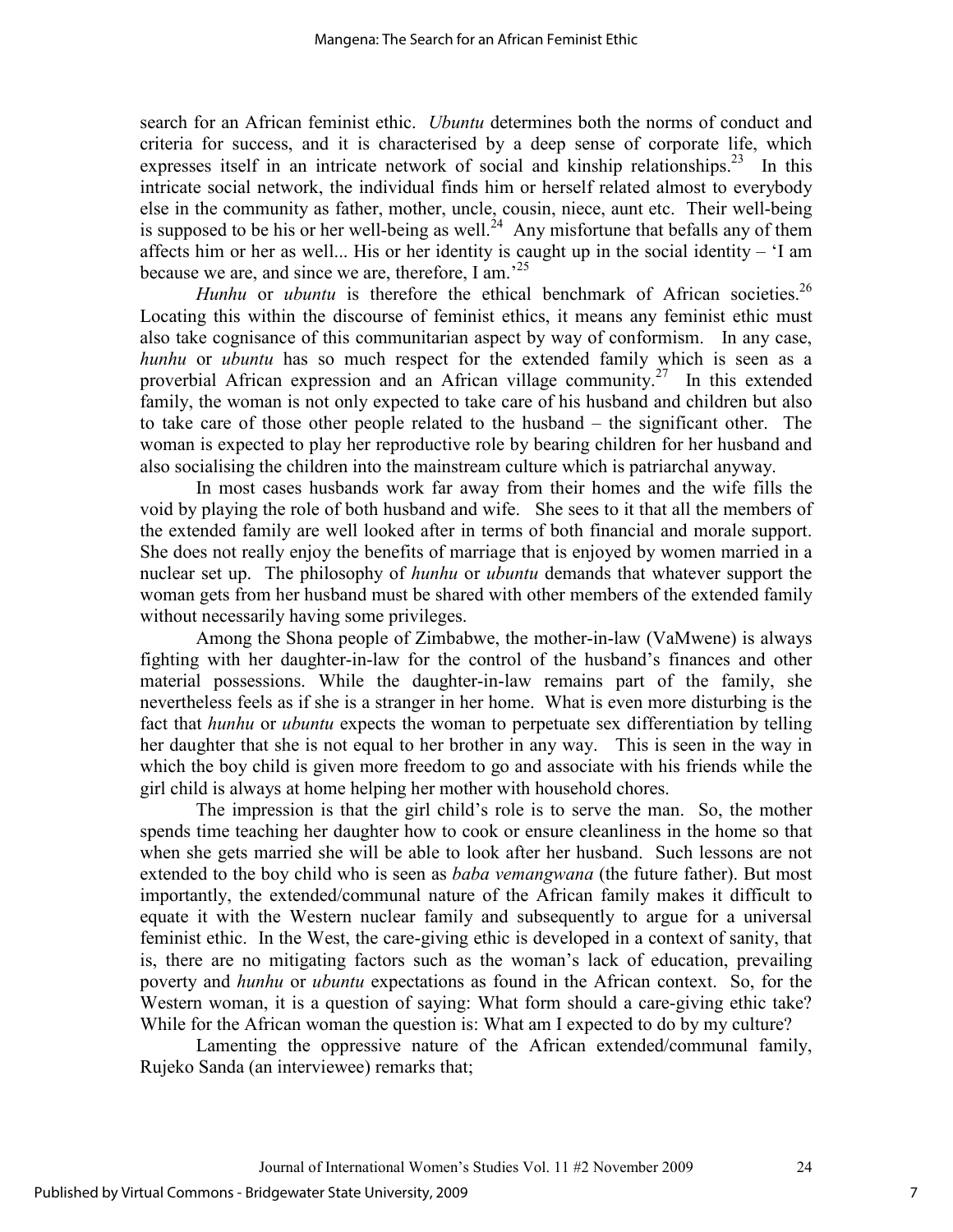search for an African feminist ethic. *Ubuntu* determines both the norms of conduct and criteria for success, and it is characterised by a deep sense of corporate life, which expresses itself in an intricate network of social and kinship relationships.[23] In this intricate social network, the individual finds him or herself related almost to everybody else in the community as father, mother, uncle, cousin, niece, aunt etc. Their well-being is supposed to be his or her well-being as well.[24] Any misfortune that befalls any of them affects him or her as well... His or her identity is caught up in the social identity – 'I am because we are, and since we are, therefore, I am.'[25]

*Hunhu* or *ubuntu* is therefore the ethical benchmark of African societies.[26] Locating this within the discourse of feminist ethics, it means any feminist ethic must also take cognisance of this communitarian aspect by way of conformism. In any case, *hunhu* or *ubuntu* has so much respect for the extended family which is seen as a proverbial African expression and an African village community.[27] In this extended family, the woman is not only expected to take care of his husband and children but also to take care of those other people related to the husband – the significant other. The woman is expected to play her reproductive role by bearing children for her husband and also socialising the children into the mainstream culture which is patriarchal anyway.

In most cases husbands work far away from their homes and the wife fills the void by playing the role of both husband and wife. She sees to it that all the members of the extended family are well looked after in terms of both financial and morale support. She does not really enjoy the benefits of marriage that is enjoyed by women married in a nuclear set up. The philosophy of *hunhu* or *ubuntu* demands that whatever support the woman gets from her husband must be shared with other members of the extended family without necessarily having some privileges.

Among the Shona people of Zimbabwe, the mother-in-law (VaMwene) is always fighting with her daughter-in-law for the control of the husband's finances and other material possessions. While the daughter-in-law remains part of the family, she nevertheless feels as if she is a stranger in her home. What is even more disturbing is the fact that *hunhu* or *ubuntu* expects the woman to perpetuate sex differentiation by telling her daughter that she is not equal to her brother in any way. This is seen in the way in which the boy child is given more freedom to go and associate with his friends while the girl child is always at home helping her mother with household chores.

The impression is that the girl child's role is to serve the man. So, the mother spends time teaching her daughter how to cook or ensure cleanliness in the home so that when she gets married she will be able to look after her husband. Such lessons are not extended to the boy child who is seen as *baba vemangwana* (the future father). But most importantly, the extended/communal nature of the African family makes it difficult to equate it with the Western nuclear family and subsequently to argue for a universal feminist ethic. In the West, the care-giving ethic is developed in a context of sanity, that is, there are no mitigating factors such as the woman's lack of education, prevailing poverty and *hunhu* or *ubuntu* expectations as found in the African context. So, for the Western woman, it is a question of saying: What form should a care-giving ethic take? While for the African woman the question is: What am I expected to do by my culture?

Lamenting the oppressive nature of the African extended/communal family, Rujeko Sanda (an interviewee) remarks that;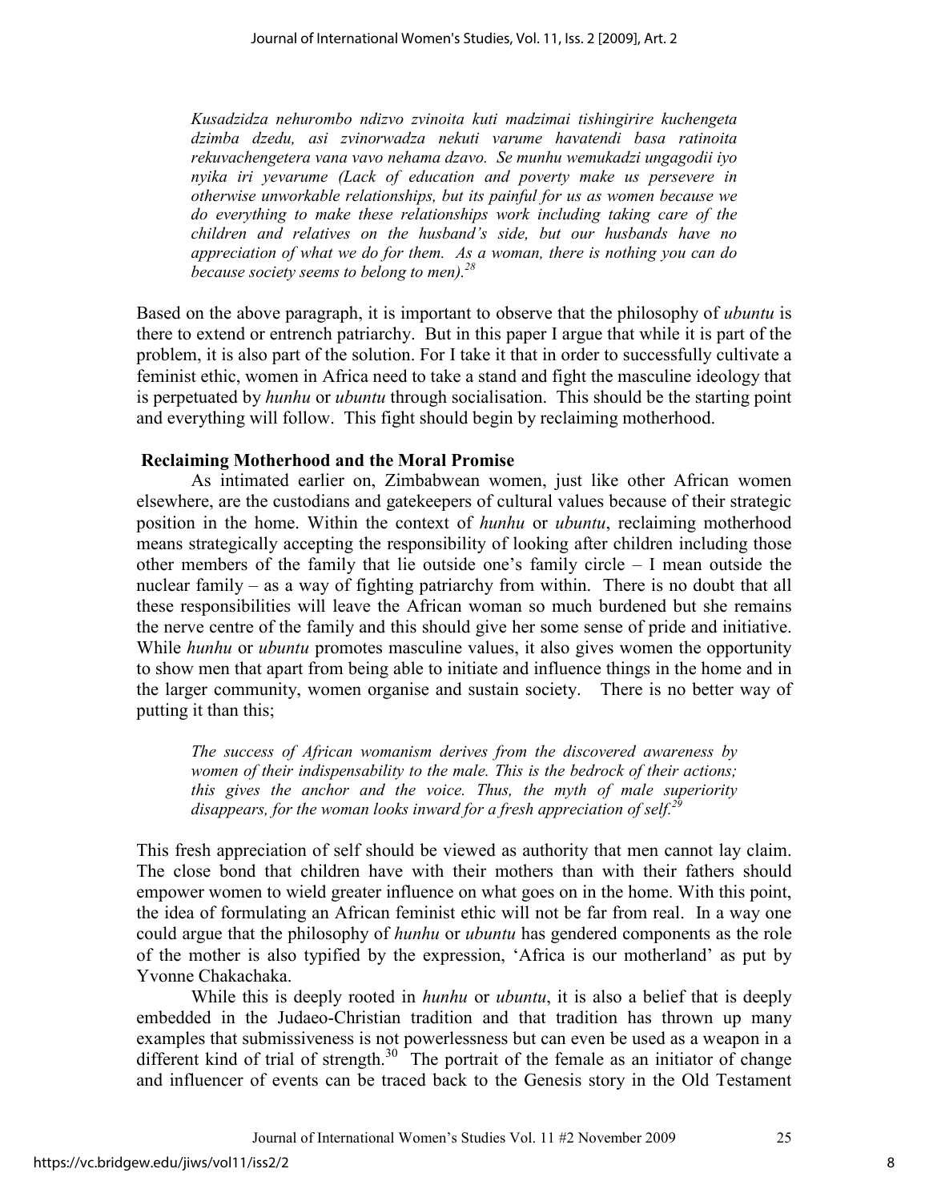> *Kusadzidza nehurombo ndizvo zvinoita kuti madzimai tishingirire kuchengeta dzimba dzedu, asi zvinorwadza nekuti varume havatendi basa ratinoita rekuvachengetera vana vavo nehama dzavo. Se munhu wemukadzi ungagodii iyo nyika iri yevarume (Lack of education and poverty make us persevere in otherwise unworkable relationships, but its painful for us as women because we do everything to make these relationships work including taking care of the children and relatives on the husband's side, but our husbands have no appreciation of what we do for them. As a woman, there is nothing you can do because society seems to belong to men).*[28]

Based on the above paragraph, it is important to observe that the philosophy of *ubuntu* is there to extend or entrench patriarchy. But in this paper I argue that while it is part of the problem, it is also part of the solution. For I take it that in order to successfully cultivate a feminist ethic, women in Africa need to take a stand and fight the masculine ideology that is perpetuated by *hunhu* or *ubuntu* through socialisation. This should be the starting point and everything will follow. This fight should begin by reclaiming motherhood.

## Reclaiming Motherhood and the Moral Promise

As intimated earlier on, Zimbabwean women, just like other African women elsewhere, are the custodians and gatekeepers of cultural values because of their strategic position in the home. Within the context of *hunhu* or *ubuntu*, reclaiming motherhood means strategically accepting the responsibility of looking after children including those other members of the family that lie outside one's family circle – I mean outside the nuclear family – as a way of fighting patriarchy from within. There is no doubt that all these responsibilities will leave the African woman so much burdened but she remains the nerve centre of the family and this should give her some sense of pride and initiative. While *hunhu* or *ubuntu* promotes masculine values, it also gives women the opportunity to show men that apart from being able to initiate and influence things in the home and in the larger community, women organise and sustain society. There is no better way of putting it than this;

> *The success of African womanism derives from the discovered awareness by women of their indispensability to the male. This is the bedrock of their actions; this gives the anchor and the voice. Thus, the myth of male superiority disappears, for the woman looks inward for a fresh appreciation of self.*[29]

This fresh appreciation of self should be viewed as authority that men cannot lay claim. The close bond that children have with their mothers than with their fathers should empower women to wield greater influence on what goes on in the home. With this point, the idea of formulating an African feminist ethic will not be far from real. In a way one could argue that the philosophy of *hunhu* or *ubuntu* has gendered components as the role of the mother is also typified by the expression, 'Africa is our motherland' as put by Yvonne Chakachaka.

While this is deeply rooted in *hunhu* or *ubuntu*, it is also a belief that is deeply embedded in the Judaeo-Christian tradition and that tradition has thrown up many examples that submissiveness is not powerlessness but can even be used as a weapon in a different kind of trial of strength.[30] The portrait of the female as an initiator of change and influencer of events can be traced back to the Genesis story in the Old Testament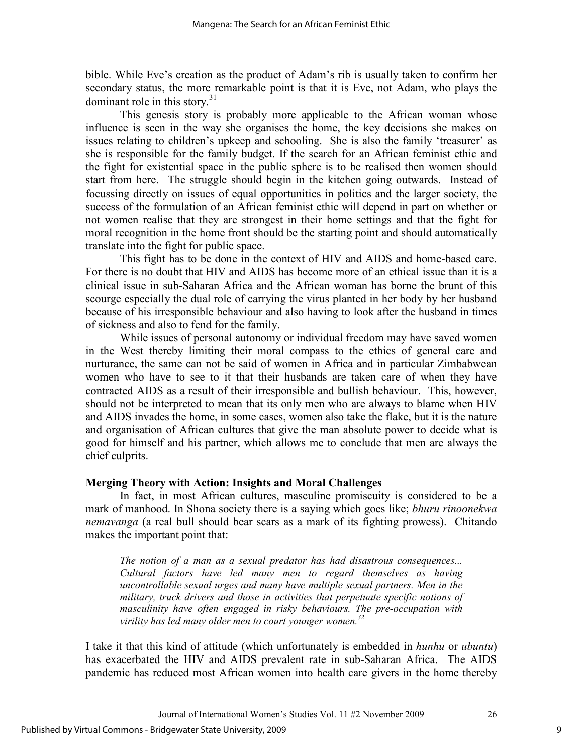bible. While Eve's creation as the product of Adam's rib is usually taken to confirm her secondary status, the more remarkable point is that it is Eve, not Adam, who plays the dominant role in this story.[31]

This genesis story is probably more applicable to the African woman whose influence is seen in the way she organises the home, the key decisions she makes on issues relating to children's upkeep and schooling. She is also the family 'treasurer' as she is responsible for the family budget. If the search for an African feminist ethic and the fight for existential space in the public sphere is to be realised then women should start from here. The struggle should begin in the kitchen going outwards. Instead of focussing directly on issues of equal opportunities in politics and the larger society, the success of the formulation of an African feminist ethic will depend in part on whether or not women realise that they are strongest in their home settings and that the fight for moral recognition in the home front should be the starting point and should automatically translate into the fight for public space.

This fight has to be done in the context of HIV and AIDS and home-based care. For there is no doubt that HIV and AIDS has become more of an ethical issue than it is a clinical issue in sub-Saharan Africa and the African woman has borne the brunt of this scourge especially the dual role of carrying the virus planted in her body by her husband because of his irresponsible behaviour and also having to look after the husband in times of sickness and also to fend for the family.

While issues of personal autonomy or individual freedom may have saved women in the West thereby limiting their moral compass to the ethics of general care and nurturance, the same can not be said of women in Africa and in particular Zimbabwean women who have to see to it that their husbands are taken care of when they have contracted AIDS as a result of their irresponsible and bullish behaviour. This, however, should not be interpreted to mean that its only men who are always to blame when HIV and AIDS invades the home, in some cases, women also take the flake, but it is the nature and organisation of African cultures that give the man absolute power to decide what is good for himself and his partner, which allows me to conclude that men are always the chief culprits.

### Merging Theory with Action: Insights and Moral Challenges

In fact, in most African cultures, masculine promiscuity is considered to be a mark of manhood. In Shona society there is a saying which goes like; *bhuru rinoonekwa nemavanga* (a real bull should bear scars as a mark of its fighting prowess). Chitando makes the important point that:

> *The notion of a man as a sexual predator has had disastrous consequences... Cultural factors have led many men to regard themselves as having uncontrollable sexual urges and many have multiple sexual partners. Men in the military, truck drivers and those in activities that perpetuate specific notions of masculinity have often engaged in risky behaviours. The pre-occupation with virility has led many older men to court younger women.*[32]

I take it that this kind of attitude (which unfortunately is embedded in *hunhu* or *ubuntu*) has exacerbated the HIV and AIDS prevalent rate in sub-Saharan Africa. The AIDS pandemic has reduced most African women into health care givers in the home thereby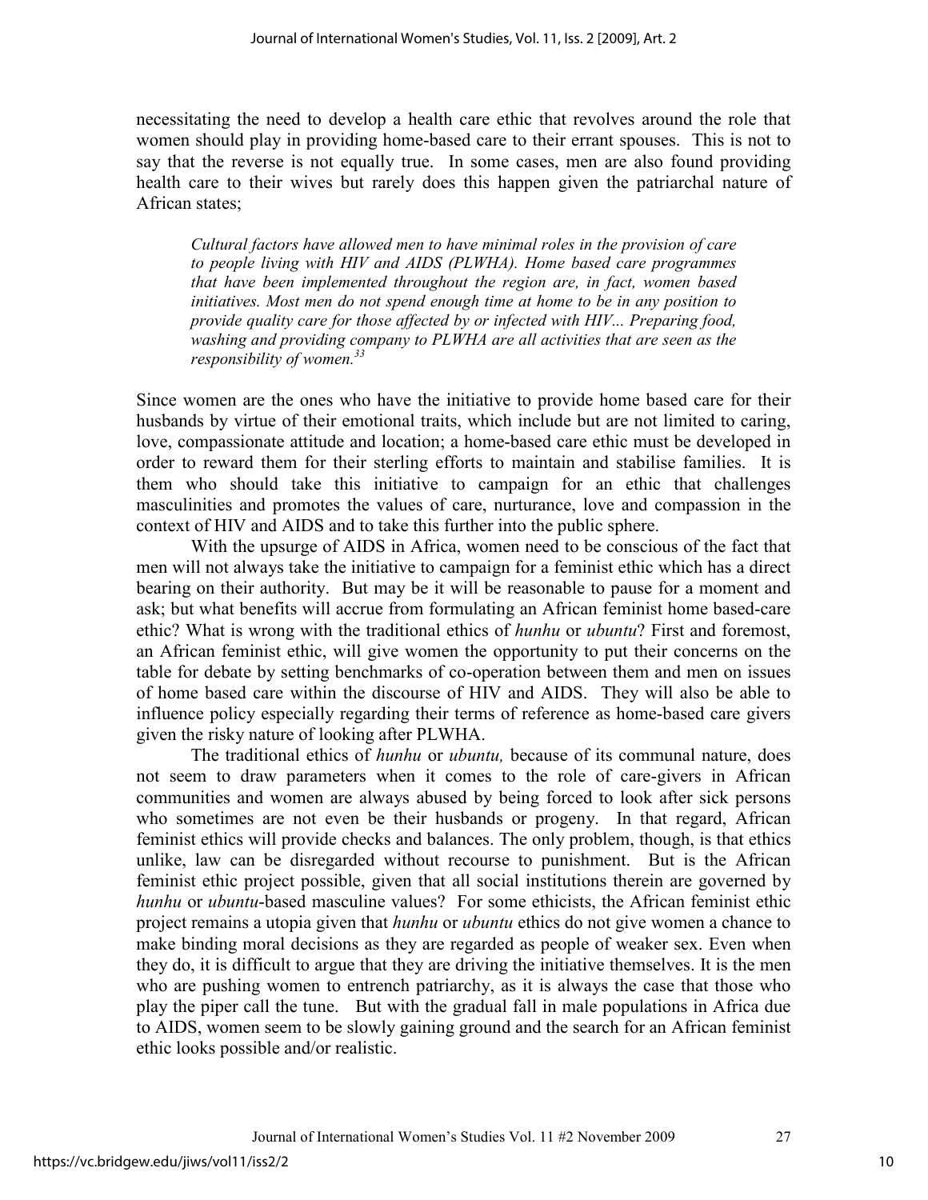necessitating the need to develop a health care ethic that revolves around the role that women should play in providing home-based care to their errant spouses. This is not to say that the reverse is not equally true. In some cases, men are also found providing health care to their wives but rarely does this happen given the patriarchal nature of African states;

> *Cultural factors have allowed men to have minimal roles in the provision of care to people living with HIV and AIDS (PLWHA). Home based care programmes that have been implemented throughout the region are, in fact, women based initiatives. Most men do not spend enough time at home to be in any position to provide quality care for those affected by or infected with HIV... Preparing food, washing and providing company to PLWHA are all activities that are seen as the responsibility of women.*[33]

Since women are the ones who have the initiative to provide home based care for their husbands by virtue of their emotional traits, which include but are not limited to caring, love, compassionate attitude and location; a home-based care ethic must be developed in order to reward them for their sterling efforts to maintain and stabilise families. It is them who should take this initiative to campaign for an ethic that challenges masculinities and promotes the values of care, nurturance, love and compassion in the context of HIV and AIDS and to take this further into the public sphere.

With the upsurge of AIDS in Africa, women need to be conscious of the fact that men will not always take the initiative to campaign for a feminist ethic which has a direct bearing on their authority. But may be it will be reasonable to pause for a moment and ask; but what benefits will accrue from formulating an African feminist home based-care ethic? What is wrong with the traditional ethics of *hunhu* or *ubuntu*? First and foremost, an African feminist ethic, will give women the opportunity to put their concerns on the table for debate by setting benchmarks of co-operation between them and men on issues of home based care within the discourse of HIV and AIDS. They will also be able to influence policy especially regarding their terms of reference as home-based care givers given the risky nature of looking after PLWHA.

The traditional ethics of *hunhu* or *ubuntu,* because of its communal nature, does not seem to draw parameters when it comes to the role of care-givers in African communities and women are always abused by being forced to look after sick persons who sometimes are not even be their husbands or progeny. In that regard, African feminist ethics will provide checks and balances. The only problem, though, is that ethics unlike, law can be disregarded without recourse to punishment. But is the African feminist ethic project possible, given that all social institutions therein are governed by *hunhu* or *ubuntu*-based masculine values? For some ethicists, the African feminist ethic project remains a utopia given that *hunhu* or *ubuntu* ethics do not give women a chance to make binding moral decisions as they are regarded as people of weaker sex. Even when they do, it is difficult to argue that they are driving the initiative themselves. It is the men who are pushing women to entrench patriarchy, as it is always the case that those who play the piper call the tune. But with the gradual fall in male populations in Africa due to AIDS, women seem to be slowly gaining ground and the search for an African feminist ethic looks possible and/or realistic.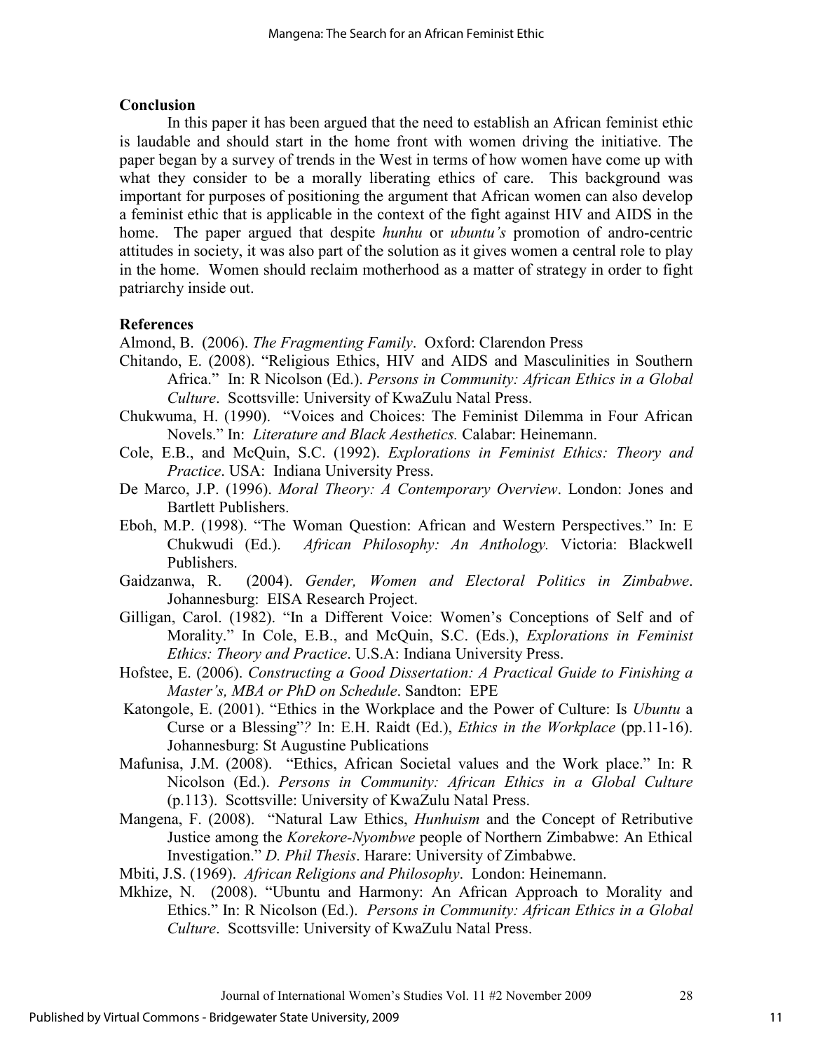## Conclusion

In this paper it has been argued that the need to establish an African feminist ethic is laudable and should start in the home front with women driving the initiative. The paper began by a survey of trends in the West in terms of how women have come up with what they consider to be a morally liberating ethics of care. This background was important for purposes of positioning the argument that African women can also develop a feminist ethic that is applicable in the context of the fight against HIV and AIDS in the home. The paper argued that despite *hunhu* or *ubuntu's* promotion of andro-centric attitudes in society, it was also part of the solution as it gives women a central role to play in the home. Women should reclaim motherhood as a matter of strategy in order to fight patriarchy inside out.

## References

Almond, B. (2006). *The Fragmenting Family*. Oxford: Clarendon Press

Chitando, E. (2008). "Religious Ethics, HIV and AIDS and Masculinities in Southern Africa." In: R Nicolson (Ed.). *Persons in Community: African Ethics in a Global Culture*. Scottsville: University of KwaZulu Natal Press.

Chukwuma, H. (1990). "Voices and Choices: The Feminist Dilemma in Four African Novels." In: *Literature and Black Aesthetics.* Calabar: Heinemann.

Cole, E.B., and McQuin, S.C. (1992). *Explorations in Feminist Ethics: Theory and Practice*. USA: Indiana University Press.

De Marco, J.P. (1996). *Moral Theory: A Contemporary Overview*. London: Jones and Bartlett Publishers.

Eboh, M.P. (1998). "The Woman Question: African and Western Perspectives." In: E Chukwudi (Ed.). *African Philosophy: An Anthology.* Victoria: Blackwell Publishers.

Gaidzanwa, R. (2004). *Gender, Women and Electoral Politics in Zimbabwe*. Johannesburg: EISA Research Project.

Gilligan, Carol. (1982). "In a Different Voice: Women's Conceptions of Self and of Morality." In Cole, E.B., and McQuin, S.C. (Eds.), *Explorations in Feminist Ethics: Theory and Practice*. U.S.A: Indiana University Press.

Hofstee, E. (2006). *Constructing a Good Dissertation: A Practical Guide to Finishing a Master's, MBA or PhD on Schedule*. Sandton: EPE

Katongole, E. (2001). "Ethics in the Workplace and the Power of Culture: Is *Ubuntu* a Curse or a Blessing"*?* In: E.H. Raidt (Ed.), *Ethics in the Workplace* (pp.11-16). Johannesburg: St Augustine Publications

Mafunisa, J.M. (2008). "Ethics, African Societal values and the Work place." In: R Nicolson (Ed.). *Persons in Community: African Ethics in a Global Culture* (p.113). Scottsville: University of KwaZulu Natal Press.

Mangena, F. (2008). "Natural Law Ethics, *Hunhuism* and the Concept of Retributive Justice among the *Korekore-Nyombwe* people of Northern Zimbabwe: An Ethical Investigation." *D. Phil Thesis*. Harare: University of Zimbabwe.

Mbiti, J.S. (1969). *African Religions and Philosophy*. London: Heinemann.

Mkhize, N. (2008). "Ubuntu and Harmony: An African Approach to Morality and Ethics." In: R Nicolson (Ed.). *Persons in Community: African Ethics in a Global Culture*. Scottsville: University of KwaZulu Natal Press.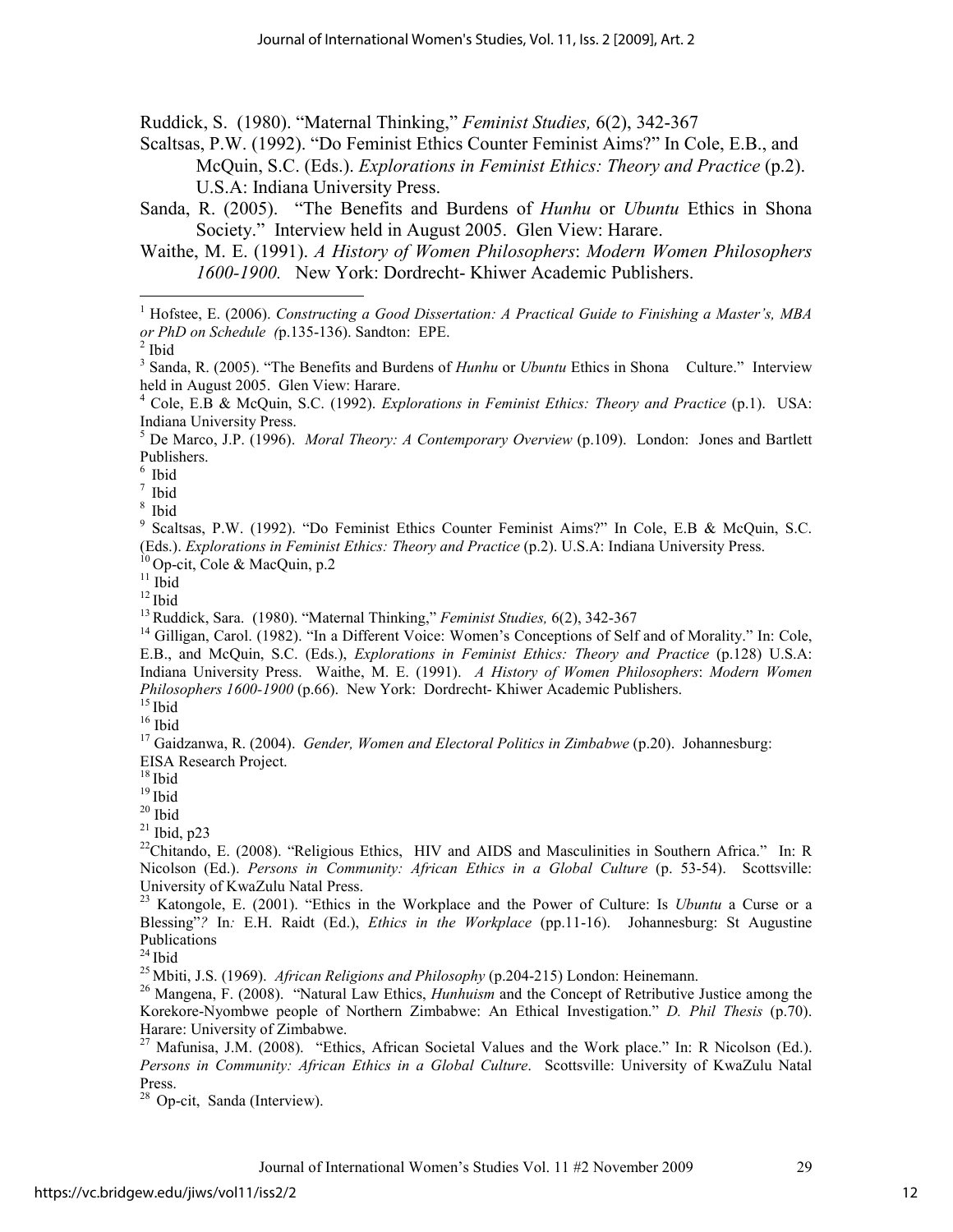Ruddick, S. (1980). "Maternal Thinking," *Feminist Studies,* 6(2), 342-367

Scaltsas, P.W. (1992). "Do Feminist Ethics Counter Feminist Aims?" In Cole, E.B., and McQuin, S.C. (Eds.). *Explorations in Feminist Ethics: Theory and Practice* (p.2). U.S.A: Indiana University Press.

Sanda, R. (2005). "The Benefits and Burdens of *Hunhu* or *Ubuntu* Ethics in Shona Society." Interview held in August 2005. Glen View: Harare.

Waithe, M. E. (1991). *A History of Women Philosophers*: *Modern Women Philosophers 1600-1900.* New York: Dordrecht- Khiwer Academic Publishers.

---

[1] Hofstee, E. (2006). *Constructing a Good Dissertation: A Practical Guide to Finishing a Master's, MBA or PhD on Schedule (*p.135-136). Sandton: EPE.

[2] Ibid

[3] Sanda, R. (2005). "The Benefits and Burdens of *Hunhu* or *Ubuntu* Ethics in Shona Culture." Interview held in August 2005. Glen View: Harare.

[4] Cole, E.B & McQuin, S.C. (1992). *Explorations in Feminist Ethics: Theory and Practice* (p.1). USA: Indiana University Press.

[5] De Marco, J.P. (1996). *Moral Theory: A Contemporary Overview* (p.109). London: Jones and Bartlett Publishers.

[6] Ibid

[7] Ibid

[8] Ibid

[9] Scaltsas, P.W. (1992). "Do Feminist Ethics Counter Feminist Aims?" In Cole, E.B & McQuin, S.C. (Eds.). *Explorations in Feminist Ethics: Theory and Practice* (p.2). U.S.A: Indiana University Press.

[10] Op-cit, Cole & MacQuin, p.2

[11] Ibid

[12] Ibid

[13] Ruddick, Sara. (1980). "Maternal Thinking," *Feminist Studies,* 6(2), 342-367

[14] Gilligan, Carol. (1982). "In a Different Voice: Women's Conceptions of Self and of Morality." In: Cole, E.B., and McQuin, S.C. (Eds.), *Explorations in Feminist Ethics: Theory and Practice* (p.128) U.S.A: Indiana University Press. Waithe, M. E. (1991). *A History of Women Philosophers*: *Modern Women Philosophers 1600-1900* (p.66). New York: Dordrecht- Khiwer Academic Publishers.

[15] Ibid

[16] Ibid

[17] Gaidzanwa, R. (2004). *Gender, Women and Electoral Politics in Zimbabwe* (p.20). Johannesburg: EISA Research Project.

[18] Ibid

[19] Ibid

[20] Ibid

[21] Ibid, p23

[22] Chitando, E. (2008). "Religious Ethics, HIV and AIDS and Masculinities in Southern Africa." In: R Nicolson (Ed.). *Persons in Community: African Ethics in a Global Culture* (p. 53-54). Scottsville: University of KwaZulu Natal Press.

[23] Katongole, E. (2001). "Ethics in the Workplace and the Power of Culture: Is *Ubuntu* a Curse or a Blessing"*?* In*:* E.H. Raidt (Ed.), *Ethics in the Workplace* (pp.11-16). Johannesburg: St Augustine Publications

[24] Ibid

[25] Mbiti, J.S. (1969). *African Religions and Philosophy* (p.204-215) London: Heinemann.

[26] Mangena, F. (2008). "Natural Law Ethics, *Hunhuism* and the Concept of Retributive Justice among the Korekore-Nyombwe people of Northern Zimbabwe: An Ethical Investigation." *D. Phil Thesis* (p.70). Harare: University of Zimbabwe.

[27] Mafunisa, J.M. (2008). "Ethics, African Societal Values and the Work place." In: R Nicolson (Ed.). *Persons in Community: African Ethics in a Global Culture*. Scottsville: University of KwaZulu Natal Press.

[28] Op-cit, Sanda (Interview).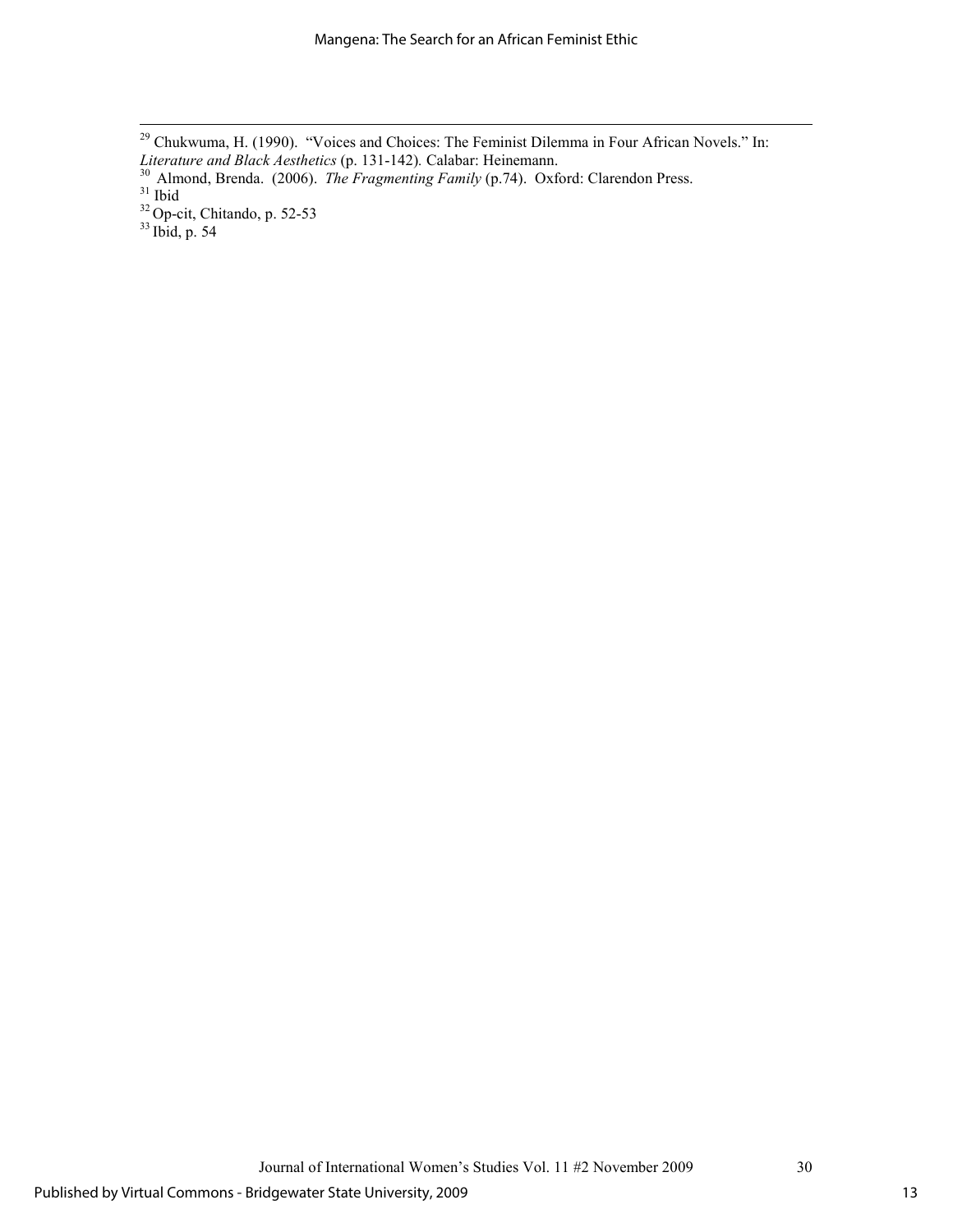[29] Chukwuma, H. (1990). "Voices and Choices: The Feminist Dilemma in Four African Novels." In: *Literature and Black Aesthetics* (p. 131-142). Calabar: Heinemann.

[30] Almond, Brenda. (2006). *The Fragmenting Family* (p.74). Oxford: Clarendon Press.

[31] Ibid

[32] Op-cit, Chitando, p. 52-53

[33] Ibid, p. 54